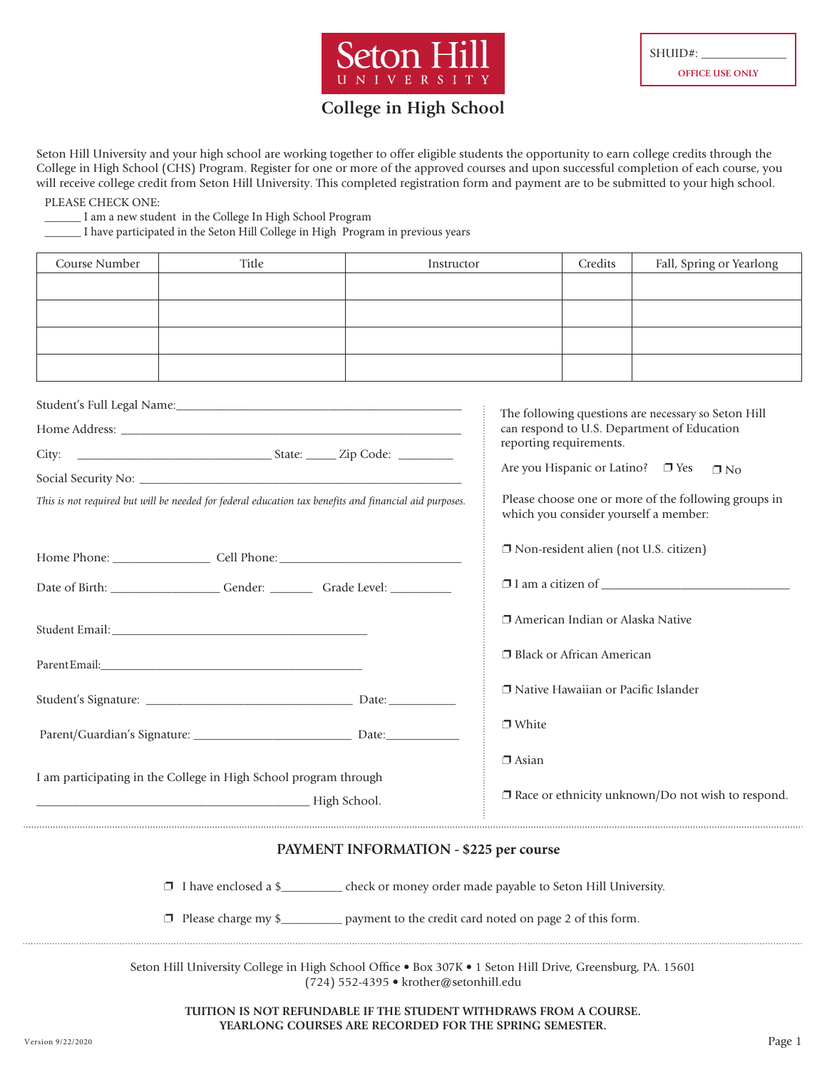# Seton Hill University

SHUID#: _____________
OFFICE USE ONLY

## College in High School

Seton Hill University and your high school are working together to offer eligible students the opportunity to earn college credits through the College in High School (CHS) Program. Register for one or more of the approved courses and upon successful completion of each course, you will receive college credit from Seton Hill University. This completed registration form and payment are to be submitted to your high school.

PLEASE CHECK ONE:

______ I am a new student in the College In High School Program

______ I have participated in the Seton Hill College in High Program in previous years

| Course Number | Title | Instructor | Credits | Fall, Spring or Yearlong |
|---|---|---|---|---|
| | | | | |
| | | | | |
| | | | | |
| | | | | |

Student's Full Legal Name:_______________________________________________

Home Address: _______________________________________________________

City: _______________________________ State: _____ Zip Code: _________

Social Security No: ____________________________________________________

*This is not required but will be needed for federal education tax benefits and financial aid purposes.*

Home Phone: ________________ Cell Phone:_______________________________

Date of Birth: __________________ Gender: _______ Grade Level: __________

Student Email:__________________________________________

Parent Email:__________________________________________

Student's Signature: __________________________________ Date: ___________

Parent/Guardian's Signature: __________________________ Date:____________

I am participating in the College in High School program through ____________________________________________ High School.

The following questions are necessary so Seton Hill can respond to U.S. Department of Education reporting requirements.

Are you Hispanic or Latino? ☐ Yes ☐ No

Please choose one or more of the following groups in which you consider yourself a member:

- ☐ Non-resident alien (not U.S. citizen)
- ☐ I am a citizen of ______________________________
- ☐ American Indian or Alaska Native
- ☐ Black or African American
- ☐ Native Hawaiian or Pacific Islander
- ☐ White
- ☐ Asian
- ☐ Race or ethnicity unknown/Do not wish to respond.

### PAYMENT INFORMATION - $225 per course

☐ I have enclosed a $_________ check or money order made payable to Seton Hill University.

☐ Please charge my $_________ payment to the credit card noted on page 2 of this form.

Seton Hill University College in High School Office • Box 307K • 1 Seton Hill Drive, Greensburg, PA. 15601
(724) 552-4395 • krother@setonhill.edu

**TUITION IS NOT REFUNDABLE IF THE STUDENT WITHDRAWS FROM A COURSE.**
**YEARLONG COURSES ARE RECORDED FOR THE SPRING SEMESTER.**

Version 9/22/2020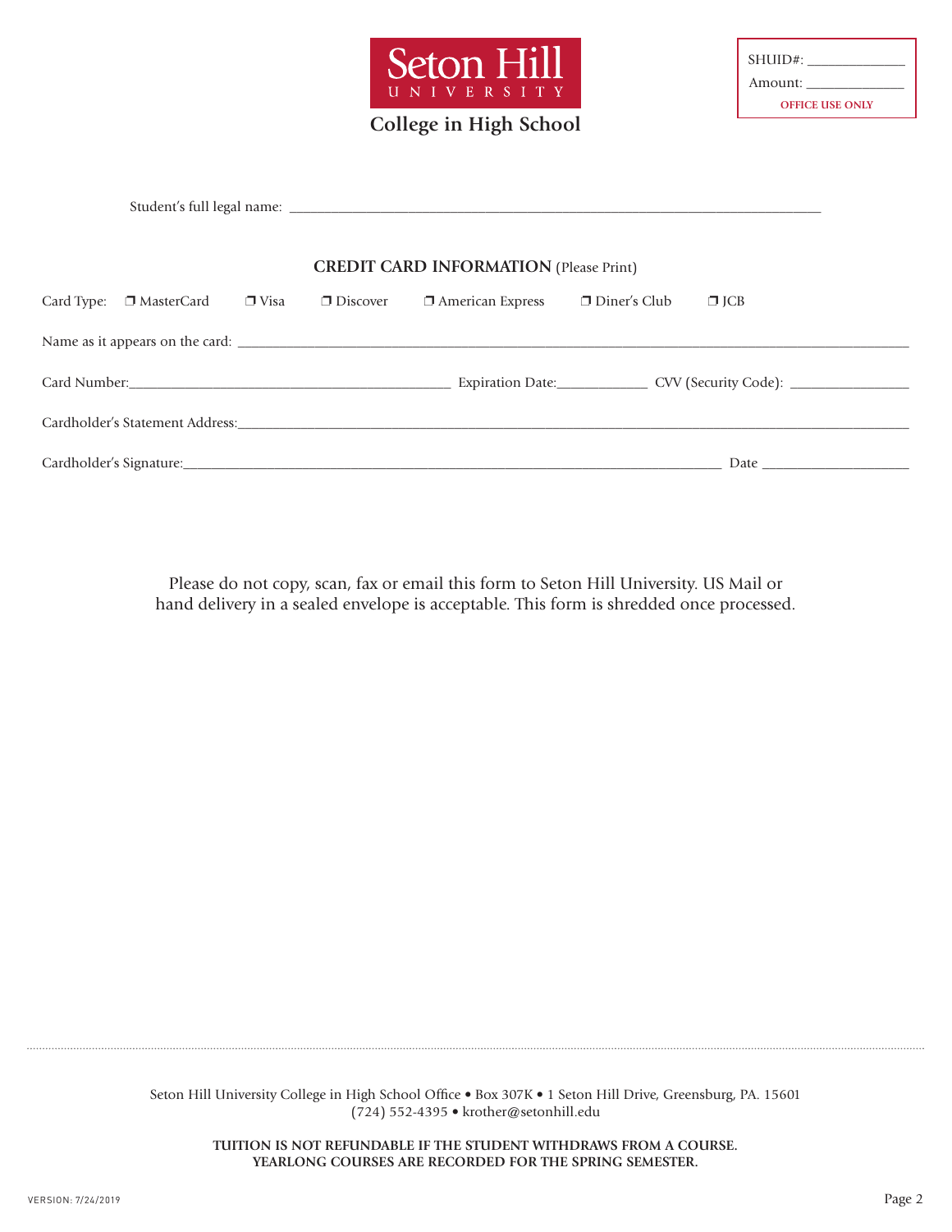Seton Hill UNIVERSITY

**College in High School**

SHUID#: ______________

Amount: ______________

OFFICE USE ONLY

Student's full legal name: ________________________________________________________________________________

**CREDIT CARD INFORMATION** (Please Print)

Card Type: ❒ MasterCard ❒ Visa ❒ Discover ❒ American Express ❒ Diner's Club ❒ JCB

Name as it appears on the card: ________________________________________________________________________________

Card Number:________________________________________ Expiration Date:____________ CVV (Security Code): ________________

Cardholder's Statement Address:________________________________________________________________________________

Cardholder's Signature:________________________________________________________________ Date ____________________

Please do not copy, scan, fax or email this form to Seton Hill University. US Mail or hand delivery in a sealed envelope is acceptable. This form is shredded once processed.

Seton Hill University College in High School Office • Box 307K • 1 Seton Hill Drive, Greensburg, PA. 15601
(724) 552-4395 • krother@setonhill.edu

**TUITION IS NOT REFUNDABLE IF THE STUDENT WITHDRAWS FROM A COURSE.**
**YEARLONG COURSES ARE RECORDED FOR THE SPRING SEMESTER.**

VERSION: 7/24/2019